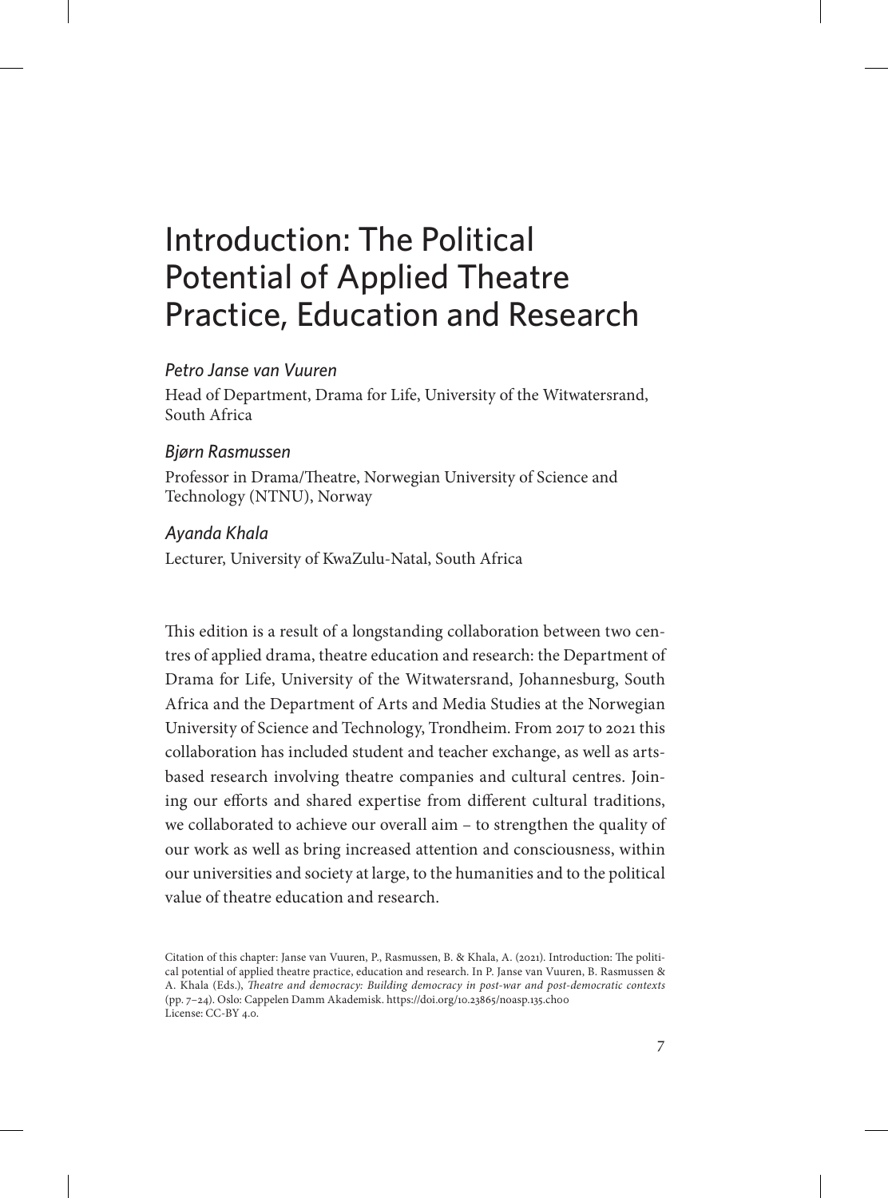# Introduction: The Political Potential of Applied Theatre Practice, Education and Research

*Petro Janse van Vuuren*

Head of Department, Drama for Life, University of the Witwatersrand, South Africa

*Bjørn Rasmussen*

Professor in Drama/Theatre, Norwegian University of Science and Technology (NTNU), Norway

*Ayanda Khala*

Lecturer, University of KwaZulu-Natal, South Africa

This edition is a result of a longstanding collaboration between two centres of applied drama, theatre education and research: the Department of Drama for Life, University of the Witwatersrand, Johannesburg, South Africa and the Department of Arts and Media Studies at the Norwegian University of Science and Technology, Trondheim. From 2017 to 2021 this collaboration has included student and teacher exchange, as well as arts-based research involving theatre companies and cultural centres. Joining our efforts and shared expertise from different cultural traditions, we collaborated to achieve our overall aim – to strengthen the quality of our work as well as bring increased attention and consciousness, within our universities and society at large, to the humanities and to the political value of theatre education and research.

Citation of this chapter: Janse van Vuuren, P., Rasmussen, B. & Khala, A. (2021). Introduction: The political potential of applied theatre practice, education and research. In P. Janse van Vuuren, B. Rasmussen & A. Khala (Eds.), *Theatre and democracy: Building democracy in post-war and post-democratic contexts* (pp. 7–24). Oslo: Cappelen Damm Akademisk. https://doi.org/10.23865/noasp.135.ch00
License: CC-BY 4.0.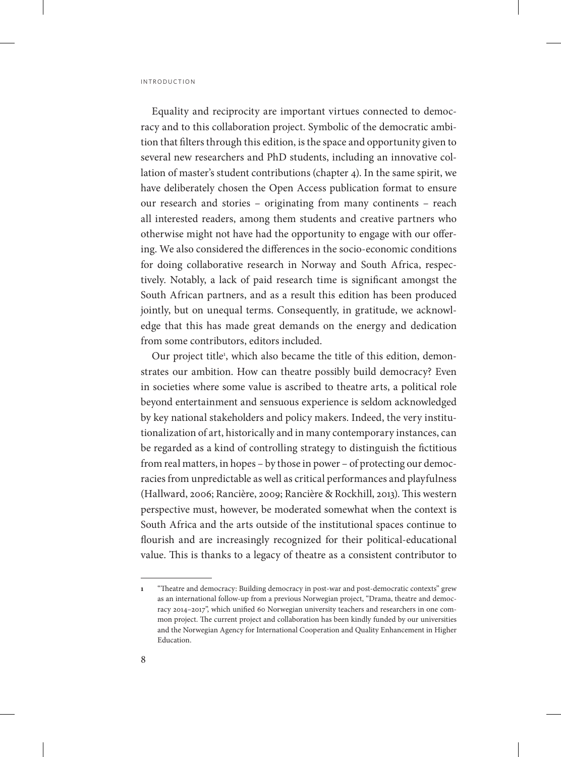Equality and reciprocity are important virtues connected to democracy and to this collaboration project. Symbolic of the democratic ambition that filters through this edition, is the space and opportunity given to several new researchers and PhD students, including an innovative collation of master's student contributions (chapter 4). In the same spirit, we have deliberately chosen the Open Access publication format to ensure our research and stories – originating from many continents – reach all interested readers, among them students and creative partners who otherwise might not have had the opportunity to engage with our offering. We also considered the differences in the socio-economic conditions for doing collaborative research in Norway and South Africa, respectively. Notably, a lack of paid research time is significant amongst the South African partners, and as a result this edition has been produced jointly, but on unequal terms. Consequently, in gratitude, we acknowledge that this has made great demands on the energy and dedication from some contributors, editors included.

Our project title[1], which also became the title of this edition, demonstrates our ambition. How can theatre possibly build democracy? Even in societies where some value is ascribed to theatre arts, a political role beyond entertainment and sensuous experience is seldom acknowledged by key national stakeholders and policy makers. Indeed, the very institutionalization of art, historically and in many contemporary instances, can be regarded as a kind of controlling strategy to distinguish the fictitious from real matters, in hopes – by those in power – of protecting our democracies from unpredictable as well as critical performances and playfulness (Hallward, 2006; Rancière, 2009; Rancière & Rockhill, 2013). This western perspective must, however, be moderated somewhat when the context is South Africa and the arts outside of the institutional spaces continue to flourish and are increasingly recognized for their political-educational value. This is thanks to a legacy of theatre as a consistent contributor to

---

[1] "Theatre and democracy: Building democracy in post-war and post-democratic contexts" grew as an international follow-up from a previous Norwegian project, "Drama, theatre and democracy 2014–2017", which unified 60 Norwegian university teachers and researchers in one common project. The current project and collaboration has been kindly funded by our universities and the Norwegian Agency for International Cooperation and Quality Enhancement in Higher Education.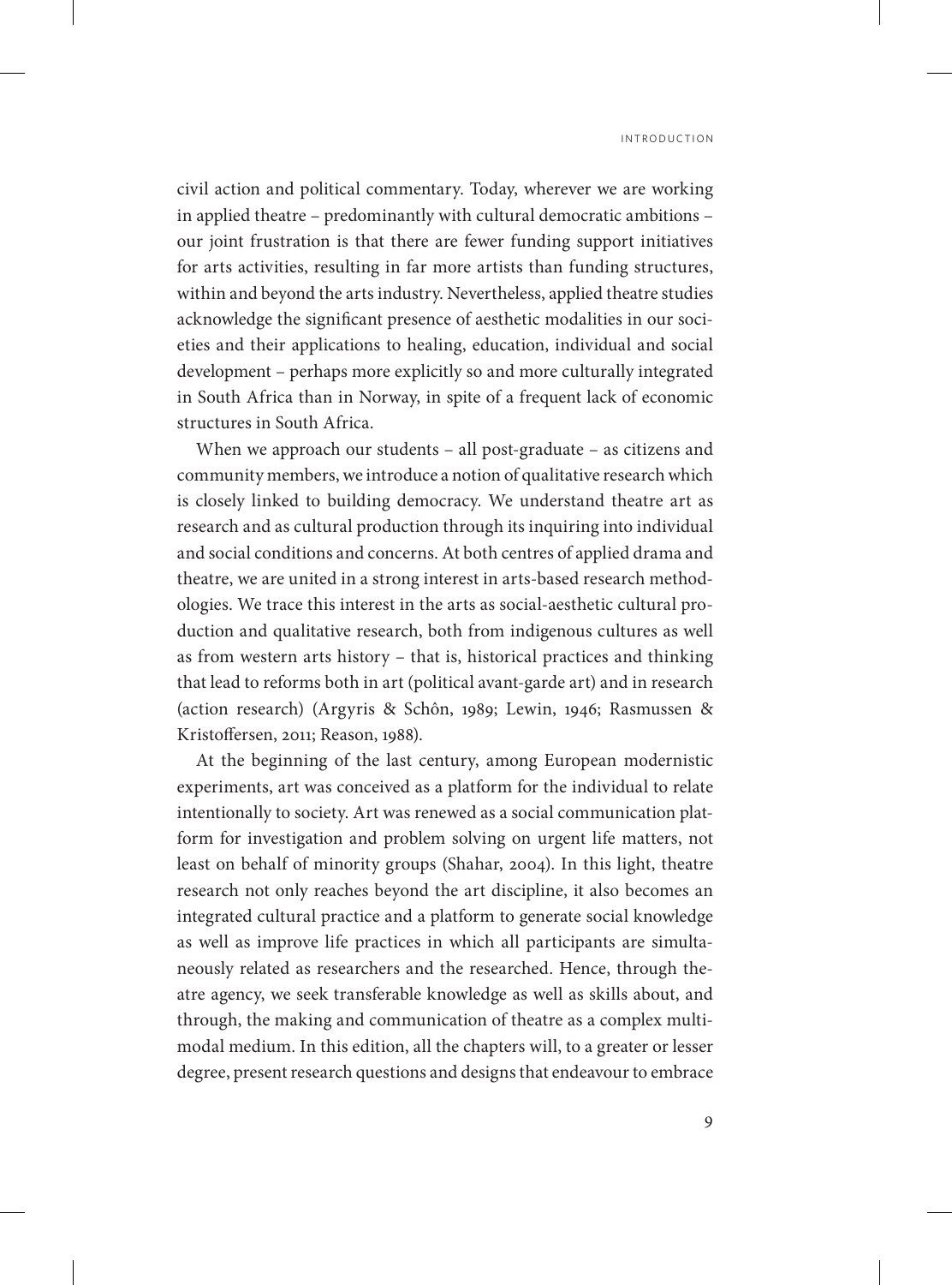civil action and political commentary. Today, wherever we are working in applied theatre – predominantly with cultural democratic ambitions – our joint frustration is that there are fewer funding support initiatives for arts activities, resulting in far more artists than funding structures, within and beyond the arts industry. Nevertheless, applied theatre studies acknowledge the significant presence of aesthetic modalities in our societies and their applications to healing, education, individual and social development – perhaps more explicitly so and more culturally integrated in South Africa than in Norway, in spite of a frequent lack of economic structures in South Africa.

When we approach our students – all post-graduate – as citizens and community members, we introduce a notion of qualitative research which is closely linked to building democracy. We understand theatre art as research and as cultural production through its inquiring into individual and social conditions and concerns. At both centres of applied drama and theatre, we are united in a strong interest in arts-based research methodologies. We trace this interest in the arts as social-aesthetic cultural production and qualitative research, both from indigenous cultures as well as from western arts history – that is, historical practices and thinking that lead to reforms both in art (political avant-garde art) and in research (action research) (Argyris & Schön, 1989; Lewin, 1946; Rasmussen & Kristoffersen, 2011; Reason, 1988).

At the beginning of the last century, among European modernistic experiments, art was conceived as a platform for the individual to relate intentionally to society. Art was renewed as a social communication platform for investigation and problem solving on urgent life matters, not least on behalf of minority groups (Shahar, 2004). In this light, theatre research not only reaches beyond the art discipline, it also becomes an integrated cultural practice and a platform to generate social knowledge as well as improve life practices in which all participants are simultaneously related as researchers and the researched. Hence, through theatre agency, we seek transferable knowledge as well as skills about, and through, the making and communication of theatre as a complex multimodal medium. In this edition, all the chapters will, to a greater or lesser degree, present research questions and designs that endeavour to embrace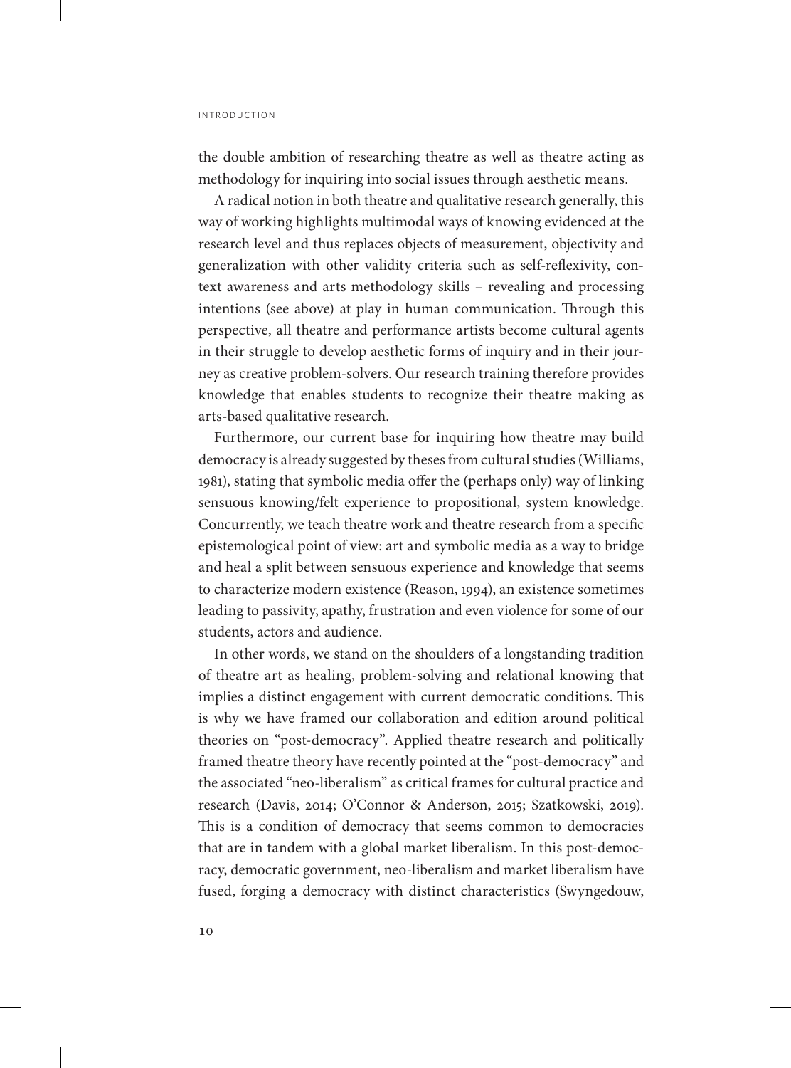the double ambition of researching theatre as well as theatre acting as methodology for inquiring into social issues through aesthetic means.

A radical notion in both theatre and qualitative research generally, this way of working highlights multimodal ways of knowing evidenced at the research level and thus replaces objects of measurement, objectivity and generalization with other validity criteria such as self-reflexivity, context awareness and arts methodology skills – revealing and processing intentions (see above) at play in human communication. Through this perspective, all theatre and performance artists become cultural agents in their struggle to develop aesthetic forms of inquiry and in their journey as creative problem-solvers. Our research training therefore provides knowledge that enables students to recognize their theatre making as arts-based qualitative research.

Furthermore, our current base for inquiring how theatre may build democracy is already suggested by theses from cultural studies (Williams, 1981), stating that symbolic media offer the (perhaps only) way of linking sensuous knowing/felt experience to propositional, system knowledge. Concurrently, we teach theatre work and theatre research from a specific epistemological point of view: art and symbolic media as a way to bridge and heal a split between sensuous experience and knowledge that seems to characterize modern existence (Reason, 1994), an existence sometimes leading to passivity, apathy, frustration and even violence for some of our students, actors and audience.

In other words, we stand on the shoulders of a longstanding tradition of theatre art as healing, problem-solving and relational knowing that implies a distinct engagement with current democratic conditions. This is why we have framed our collaboration and edition around political theories on "post-democracy". Applied theatre research and politically framed theatre theory have recently pointed at the "post-democracy" and the associated "neo-liberalism" as critical frames for cultural practice and research (Davis, 2014; O'Connor & Anderson, 2015; Szatkowski, 2019). This is a condition of democracy that seems common to democracies that are in tandem with a global market liberalism. In this post-democracy, democratic government, neo-liberalism and market liberalism have fused, forging a democracy with distinct characteristics (Swyngedouw,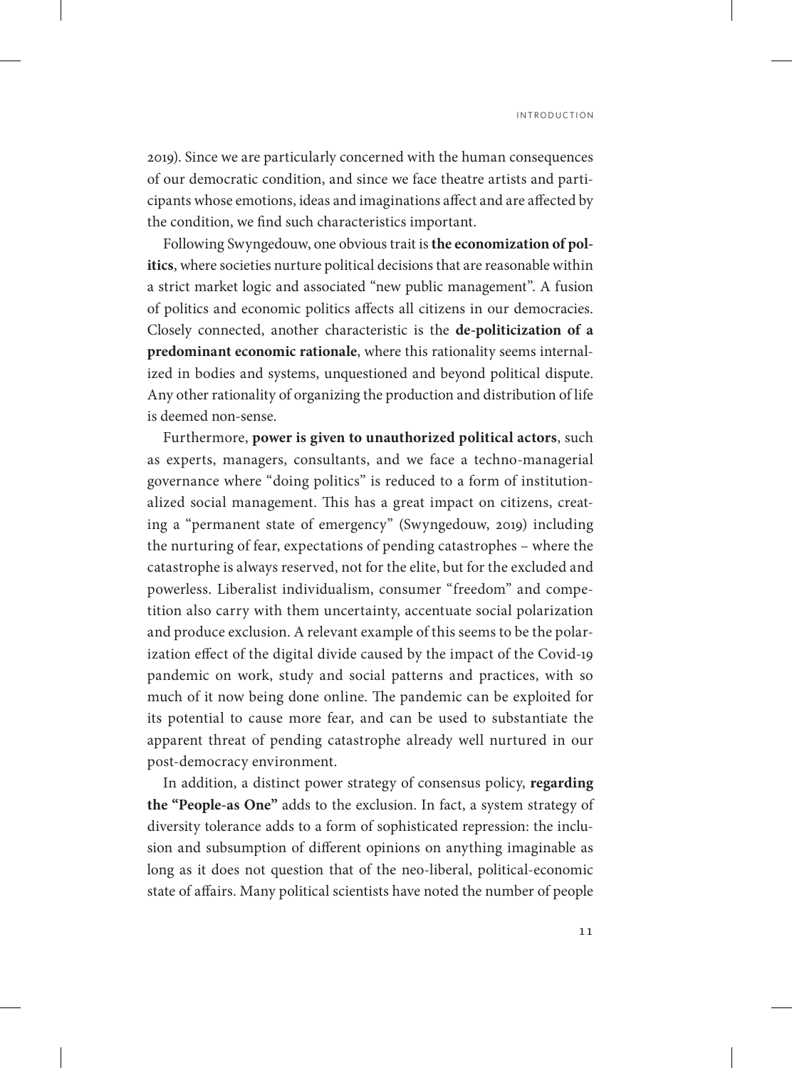2019). Since we are particularly concerned with the human consequences of our democratic condition, and since we face theatre artists and participants whose emotions, ideas and imaginations affect and are affected by the condition, we find such characteristics important.

Following Swyngedouw, one obvious trait is **the economization of politics**, where societies nurture political decisions that are reasonable within a strict market logic and associated "new public management". A fusion of politics and economic politics affects all citizens in our democracies. Closely connected, another characteristic is the **de-politicization of a predominant economic rationale**, where this rationality seems internalized in bodies and systems, unquestioned and beyond political dispute. Any other rationality of organizing the production and distribution of life is deemed non-sense.

Furthermore, **power is given to unauthorized political actors**, such as experts, managers, consultants, and we face a techno-managerial governance where "doing politics" is reduced to a form of institutionalized social management. This has a great impact on citizens, creating a "permanent state of emergency" (Swyngedouw, 2019) including the nurturing of fear, expectations of pending catastrophes – where the catastrophe is always reserved, not for the elite, but for the excluded and powerless. Liberalist individualism, consumer "freedom" and competition also carry with them uncertainty, accentuate social polarization and produce exclusion. A relevant example of this seems to be the polarization effect of the digital divide caused by the impact of the Covid-19 pandemic on work, study and social patterns and practices, with so much of it now being done online. The pandemic can be exploited for its potential to cause more fear, and can be used to substantiate the apparent threat of pending catastrophe already well nurtured in our post-democracy environment.

In addition, a distinct power strategy of consensus policy, **regarding the "People-as One"** adds to the exclusion. In fact, a system strategy of diversity tolerance adds to a form of sophisticated repression: the inclusion and subsumption of different opinions on anything imaginable as long as it does not question that of the neo-liberal, political-economic state of affairs. Many political scientists have noted the number of people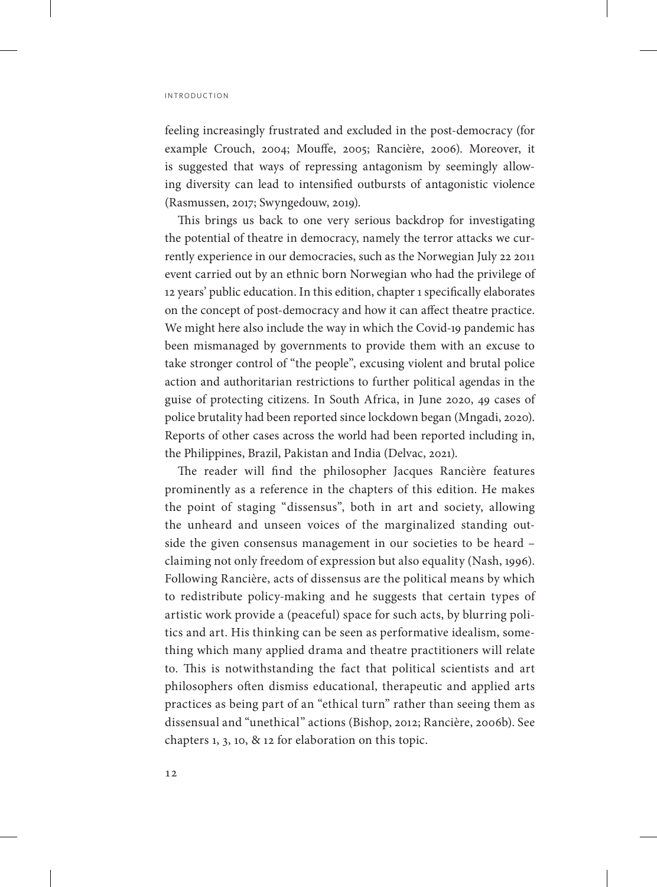feeling increasingly frustrated and excluded in the post-democracy (for example Crouch, 2004; Mouffe, 2005; Rancière, 2006). Moreover, it is suggested that ways of repressing antagonism by seemingly allowing diversity can lead to intensified outbursts of antagonistic violence (Rasmussen, 2017; Swyngedouw, 2019).

This brings us back to one very serious backdrop for investigating the potential of theatre in democracy, namely the terror attacks we currently experience in our democracies, such as the Norwegian July 22 2011 event carried out by an ethnic born Norwegian who had the privilege of 12 years' public education. In this edition, chapter 1 specifically elaborates on the concept of post-democracy and how it can affect theatre practice. We might here also include the way in which the Covid-19 pandemic has been mismanaged by governments to provide them with an excuse to take stronger control of "the people", excusing violent and brutal police action and authoritarian restrictions to further political agendas in the guise of protecting citizens. In South Africa, in June 2020, 49 cases of police brutality had been reported since lockdown began (Mngadi, 2020). Reports of other cases across the world had been reported including in, the Philippines, Brazil, Pakistan and India (Delvac, 2021).

The reader will find the philosopher Jacques Rancière features prominently as a reference in the chapters of this edition. He makes the point of staging "dissensus", both in art and society, allowing the unheard and unseen voices of the marginalized standing outside the given consensus management in our societies to be heard – claiming not only freedom of expression but also equality (Nash, 1996). Following Rancière, acts of dissensus are the political means by which to redistribute policy-making and he suggests that certain types of artistic work provide a (peaceful) space for such acts, by blurring politics and art. His thinking can be seen as performative idealism, something which many applied drama and theatre practitioners will relate to. This is notwithstanding the fact that political scientists and art philosophers often dismiss educational, therapeutic and applied arts practices as being part of an "ethical turn" rather than seeing them as dissensual and "unethical" actions (Bishop, 2012; Rancière, 2006b). See chapters 1, 3, 10, & 12 for elaboration on this topic.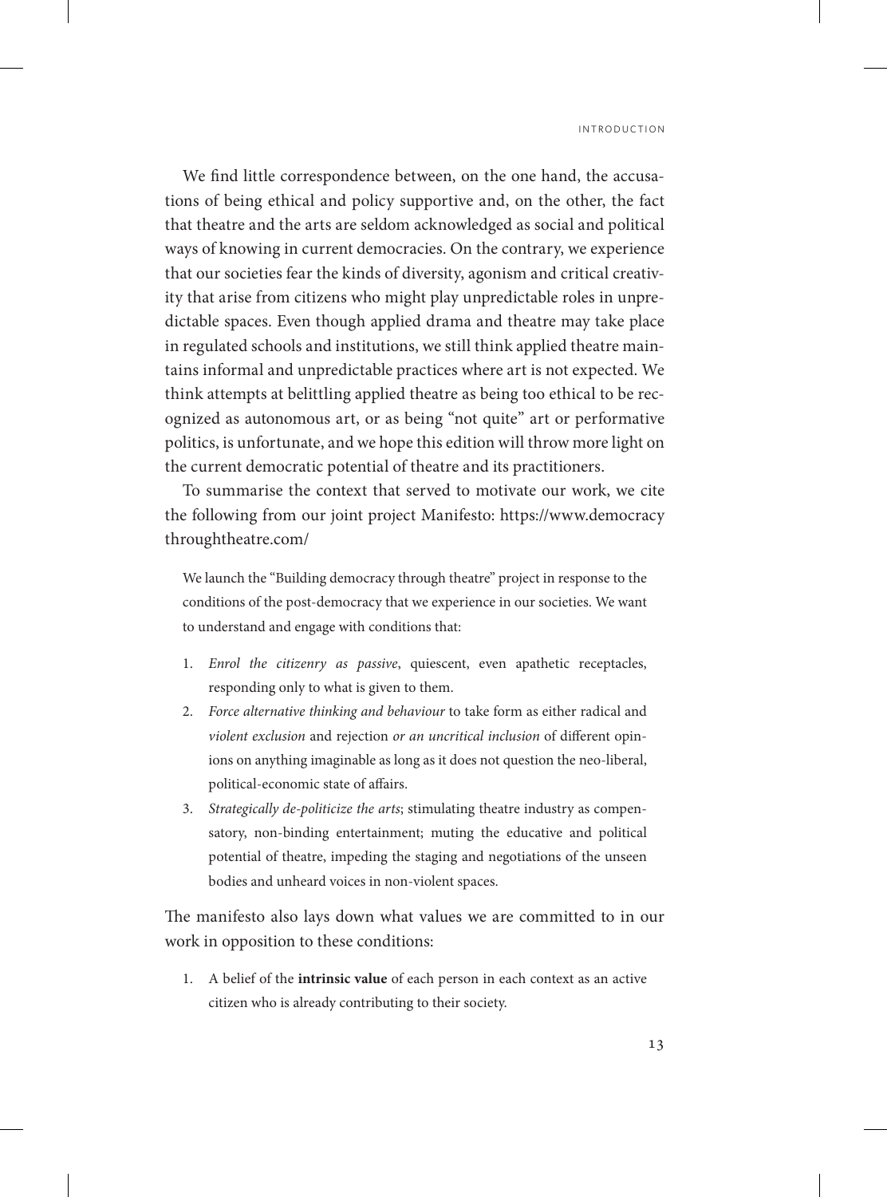We find little correspondence between, on the one hand, the accusations of being ethical and policy supportive and, on the other, the fact that theatre and the arts are seldom acknowledged as social and political ways of knowing in current democracies. On the contrary, we experience that our societies fear the kinds of diversity, agonism and critical creativity that arise from citizens who might play unpredictable roles in unpredictable spaces. Even though applied drama and theatre may take place in regulated schools and institutions, we still think applied theatre maintains informal and unpredictable practices where art is not expected. We think attempts at belittling applied theatre as being too ethical to be recognized as autonomous art, or as being "not quite" art or performative politics, is unfortunate, and we hope this edition will throw more light on the current democratic potential of theatre and its practitioners.

To summarise the context that served to motivate our work, we cite the following from our joint project Manifesto: https://www.democracythroughtheatre.com/

> We launch the "Building democracy through theatre" project in response to the conditions of the post-democracy that we experience in our societies. We want to understand and engage with conditions that:
>
> 1. *Enrol the citizenry as passive*, quiescent, even apathetic receptacles, responding only to what is given to them.
> 2. *Force alternative thinking and behaviour* to take form as either radical and *violent exclusion* and rejection *or an uncritical inclusion* of different opinions on anything imaginable as long as it does not question the neo-liberal, political-economic state of affairs.
> 3. *Strategically de-politicize the arts*; stimulating theatre industry as compensatory, non-binding entertainment; muting the educative and political potential of theatre, impeding the staging and negotiations of the unseen bodies and unheard voices in non-violent spaces.

The manifesto also lays down what values we are committed to in our work in opposition to these conditions:

> 1. A belief of the **intrinsic value** of each person in each context as an active citizen who is already contributing to their society.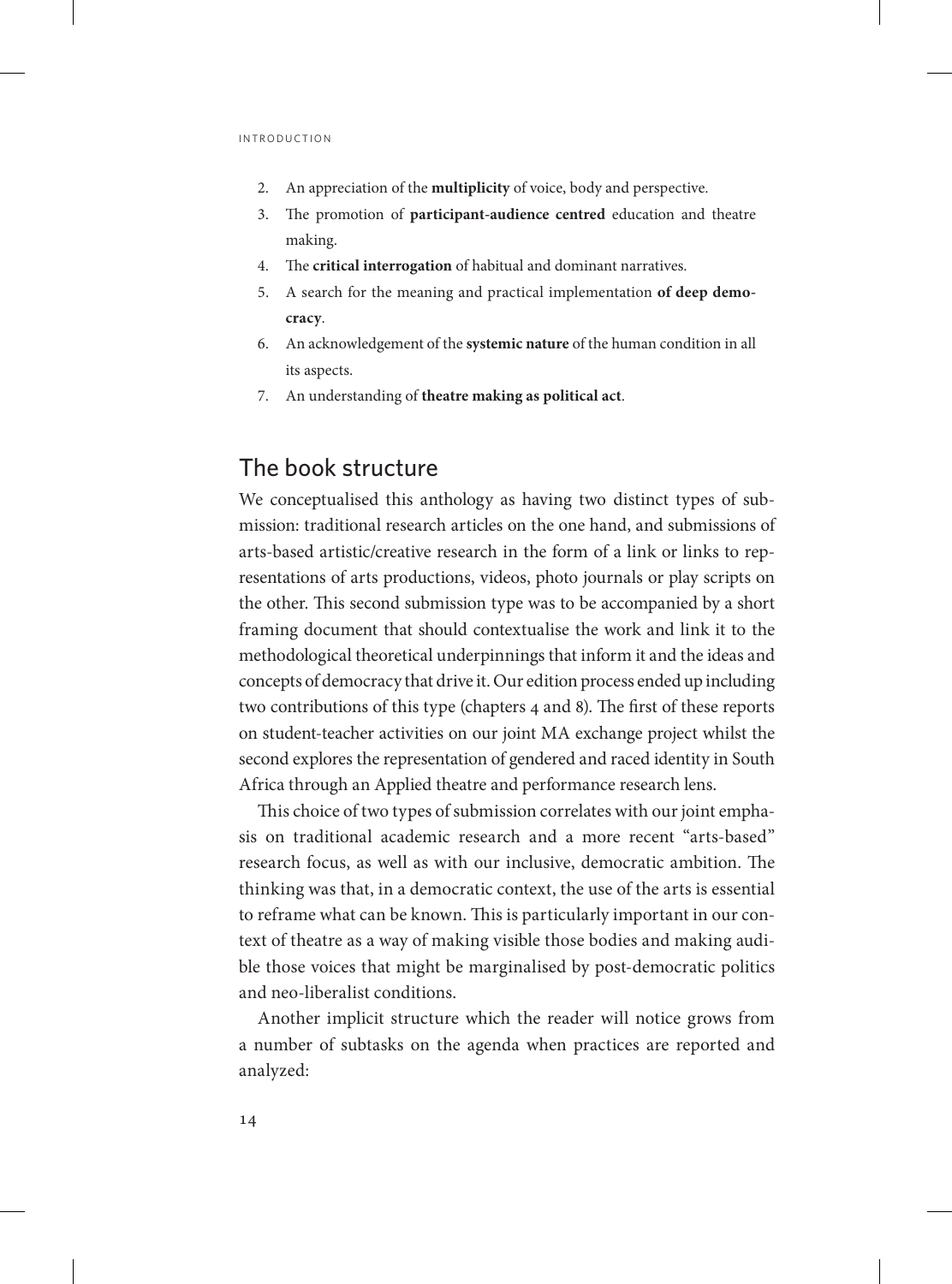2. An appreciation of the **multiplicity** of voice, body and perspective.
3. The promotion of **participant-audience centred** education and theatre making.
4. The **critical interrogation** of habitual and dominant narratives.
5. A search for the meaning and practical implementation **of deep democracy**.
6. An acknowledgement of the **systemic nature** of the human condition in all its aspects.
7. An understanding of **theatre making as political act**.

## The book structure

We conceptualised this anthology as having two distinct types of submission: traditional research articles on the one hand, and submissions of arts-based artistic/creative research in the form of a link or links to representations of arts productions, videos, photo journals or play scripts on the other. This second submission type was to be accompanied by a short framing document that should contextualise the work and link it to the methodological theoretical underpinnings that inform it and the ideas and concepts of democracy that drive it. Our edition process ended up including two contributions of this type (chapters 4 and 8). The first of these reports on student-teacher activities on our joint MA exchange project whilst the second explores the representation of gendered and raced identity in South Africa through an Applied theatre and performance research lens.

This choice of two types of submission correlates with our joint emphasis on traditional academic research and a more recent "arts-based" research focus, as well as with our inclusive, democratic ambition. The thinking was that, in a democratic context, the use of the arts is essential to reframe what can be known. This is particularly important in our context of theatre as a way of making visible those bodies and making audible those voices that might be marginalised by post-democratic politics and neo-liberalist conditions.

Another implicit structure which the reader will notice grows from a number of subtasks on the agenda when practices are reported and analyzed: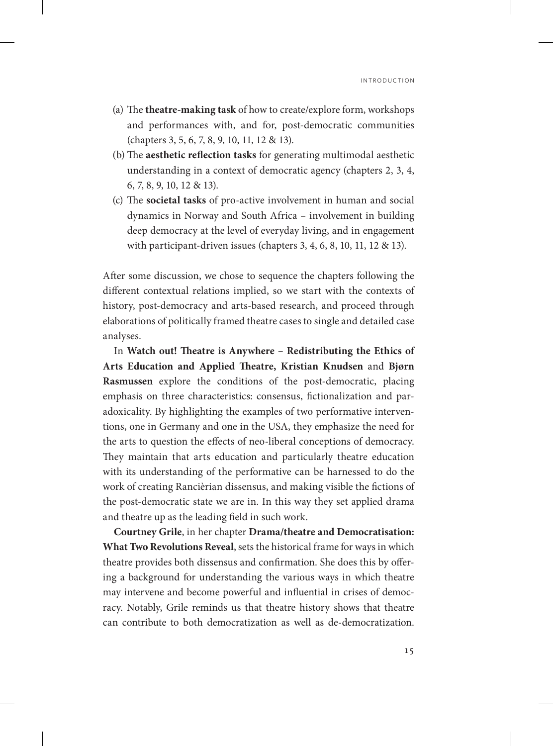(a) The **theatre-making task** of how to create/explore form, workshops and performances with, and for, post-democratic communities (chapters 3, 5, 6, 7, 8, 9, 10, 11, 12 & 13).

(b) The **aesthetic reflection tasks** for generating multimodal aesthetic understanding in a context of democratic agency (chapters 2, 3, 4, 6, 7, 8, 9, 10, 12 & 13).

(c) The **societal tasks** of pro-active involvement in human and social dynamics in Norway and South Africa – involvement in building deep democracy at the level of everyday living, and in engagement with participant-driven issues (chapters 3, 4, 6, 8, 10, 11, 12 & 13).

After some discussion, we chose to sequence the chapters following the different contextual relations implied, so we start with the contexts of history, post-democracy and arts-based research, and proceed through elaborations of politically framed theatre cases to single and detailed case analyses.

In **Watch out! Theatre is Anywhere – Redistributing the Ethics of Arts Education and Applied Theatre, Kristian Knudsen** and **Bjørn Rasmussen** explore the conditions of the post-democratic, placing emphasis on three characteristics: consensus, fictionalization and paradoxicality. By highlighting the examples of two performative interventions, one in Germany and one in the USA, they emphasize the need for the arts to question the effects of neo-liberal conceptions of democracy. They maintain that arts education and particularly theatre education with its understanding of the performative can be harnessed to do the work of creating Rancièrian dissensus, and making visible the fictions of the post-democratic state we are in. In this way they set applied drama and theatre up as the leading field in such work.

**Courtney Grile**, in her chapter **Drama/theatre and Democratisation: What Two Revolutions Reveal**, sets the historical frame for ways in which theatre provides both dissensus and confirmation. She does this by offering a background for understanding the various ways in which theatre may intervene and become powerful and influential in crises of democracy. Notably, Grile reminds us that theatre history shows that theatre can contribute to both democratization as well as de-democratization.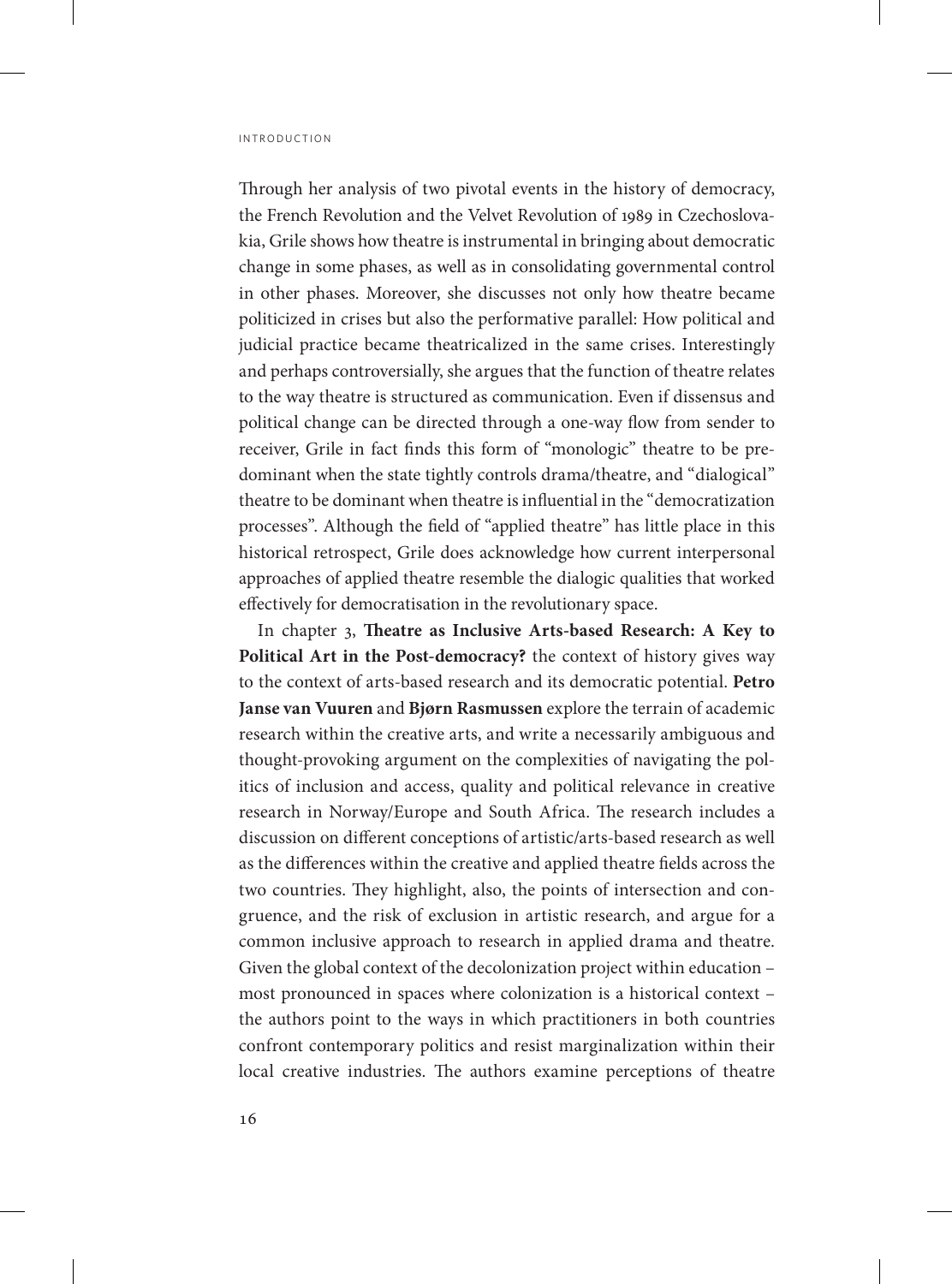Through her analysis of two pivotal events in the history of democracy, the French Revolution and the Velvet Revolution of 1989 in Czechoslovakia, Grile shows how theatre is instrumental in bringing about democratic change in some phases, as well as in consolidating governmental control in other phases. Moreover, she discusses not only how theatre became politicized in crises but also the performative parallel: How political and judicial practice became theatricalized in the same crises. Interestingly and perhaps controversially, she argues that the function of theatre relates to the way theatre is structured as communication. Even if dissensus and political change can be directed through a one-way flow from sender to receiver, Grile in fact finds this form of "monologic" theatre to be predominant when the state tightly controls drama/theatre, and "dialogical" theatre to be dominant when theatre is influential in the "democratization processes". Although the field of "applied theatre" has little place in this historical retrospect, Grile does acknowledge how current interpersonal approaches of applied theatre resemble the dialogic qualities that worked effectively for democratisation in the revolutionary space.

In chapter 3, **Theatre as Inclusive Arts-based Research: A Key to Political Art in the Post-democracy?** the context of history gives way to the context of arts-based research and its democratic potential. **Petro Janse van Vuuren** and **Bjørn Rasmussen** explore the terrain of academic research within the creative arts, and write a necessarily ambiguous and thought-provoking argument on the complexities of navigating the politics of inclusion and access, quality and political relevance in creative research in Norway/Europe and South Africa. The research includes a discussion on different conceptions of artistic/arts-based research as well as the differences within the creative and applied theatre fields across the two countries. They highlight, also, the points of intersection and congruence, and the risk of exclusion in artistic research, and argue for a common inclusive approach to research in applied drama and theatre. Given the global context of the decolonization project within education – most pronounced in spaces where colonization is a historical context – the authors point to the ways in which practitioners in both countries confront contemporary politics and resist marginalization within their local creative industries. The authors examine perceptions of theatre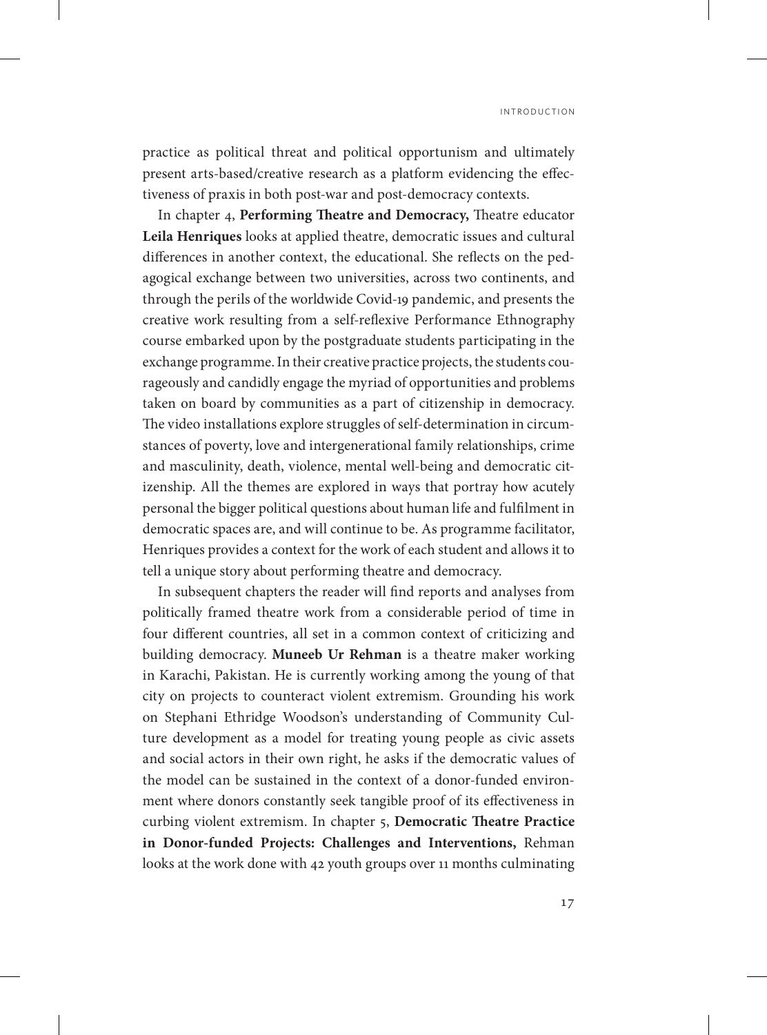practice as political threat and political opportunism and ultimately present arts-based/creative research as a platform evidencing the effectiveness of praxis in both post-war and post-democracy contexts.

In chapter 4, **Performing Theatre and Democracy,** Theatre educator **Leila Henriques** looks at applied theatre, democratic issues and cultural differences in another context, the educational. She reflects on the pedagogical exchange between two universities, across two continents, and through the perils of the worldwide Covid-19 pandemic, and presents the creative work resulting from a self-reflexive Performance Ethnography course embarked upon by the postgraduate students participating in the exchange programme. In their creative practice projects, the students courageously and candidly engage the myriad of opportunities and problems taken on board by communities as a part of citizenship in democracy. The video installations explore struggles of self-determination in circumstances of poverty, love and intergenerational family relationships, crime and masculinity, death, violence, mental well-being and democratic citizenship. All the themes are explored in ways that portray how acutely personal the bigger political questions about human life and fulfilment in democratic spaces are, and will continue to be. As programme facilitator, Henriques provides a context for the work of each student and allows it to tell a unique story about performing theatre and democracy.

In subsequent chapters the reader will find reports and analyses from politically framed theatre work from a considerable period of time in four different countries, all set in a common context of criticizing and building democracy. **Muneeb Ur Rehman** is a theatre maker working in Karachi, Pakistan. He is currently working among the young of that city on projects to counteract violent extremism. Grounding his work on Stephani Ethridge Woodson's understanding of Community Culture development as a model for treating young people as civic assets and social actors in their own right, he asks if the democratic values of the model can be sustained in the context of a donor-funded environment where donors constantly seek tangible proof of its effectiveness in curbing violent extremism. In chapter 5, **Democratic Theatre Practice in Donor-funded Projects: Challenges and Interventions,** Rehman looks at the work done with 42 youth groups over 11 months culminating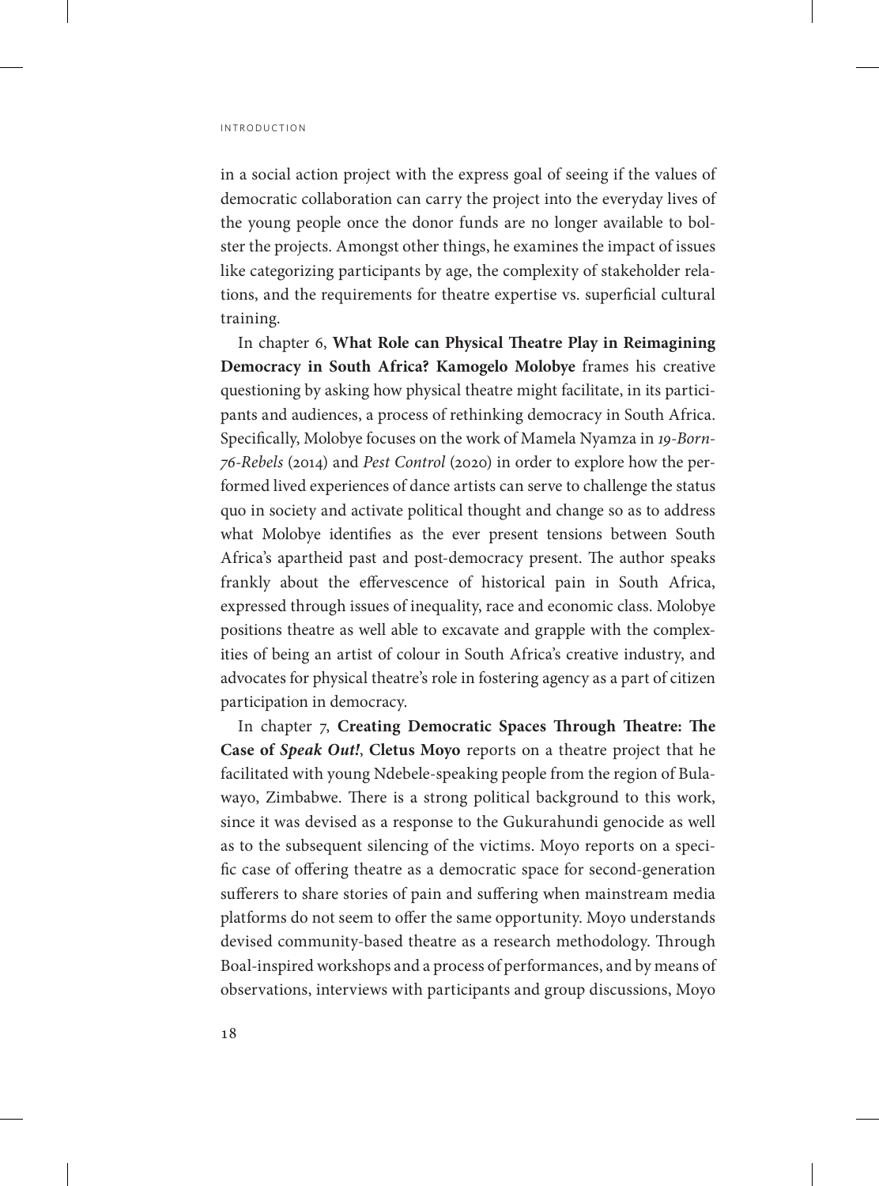in a social action project with the express goal of seeing if the values of democratic collaboration can carry the project into the everyday lives of the young people once the donor funds are no longer available to bolster the projects. Amongst other things, he examines the impact of issues like categorizing participants by age, the complexity of stakeholder relations, and the requirements for theatre expertise vs. superficial cultural training.

In chapter 6, **What Role can Physical Theatre Play in Reimagining Democracy in South Africa? Kamogelo Molobye** frames his creative questioning by asking how physical theatre might facilitate, in its participants and audiences, a process of rethinking democracy in South Africa. Specifically, Molobye focuses on the work of Mamela Nyamza in *19-Born-76-Rebels* (2014) and *Pest Control* (2020) in order to explore how the performed lived experiences of dance artists can serve to challenge the status quo in society and activate political thought and change so as to address what Molobye identifies as the ever present tensions between South Africa's apartheid past and post-democracy present. The author speaks frankly about the effervescence of historical pain in South Africa, expressed through issues of inequality, race and economic class. Molobye positions theatre as well able to excavate and grapple with the complexities of being an artist of colour in South Africa's creative industry, and advocates for physical theatre's role in fostering agency as a part of citizen participation in democracy.

In chapter 7, **Creating Democratic Spaces Through Theatre: The Case of *Speak Out!*, Cletus Moyo** reports on a theatre project that he facilitated with young Ndebele-speaking people from the region of Bulawayo, Zimbabwe. There is a strong political background to this work, since it was devised as a response to the Gukurahundi genocide as well as to the subsequent silencing of the victims. Moyo reports on a specific case of offering theatre as a democratic space for second-generation sufferers to share stories of pain and suffering when mainstream media platforms do not seem to offer the same opportunity. Moyo understands devised community-based theatre as a research methodology. Through Boal-inspired workshops and a process of performances, and by means of observations, interviews with participants and group discussions, Moyo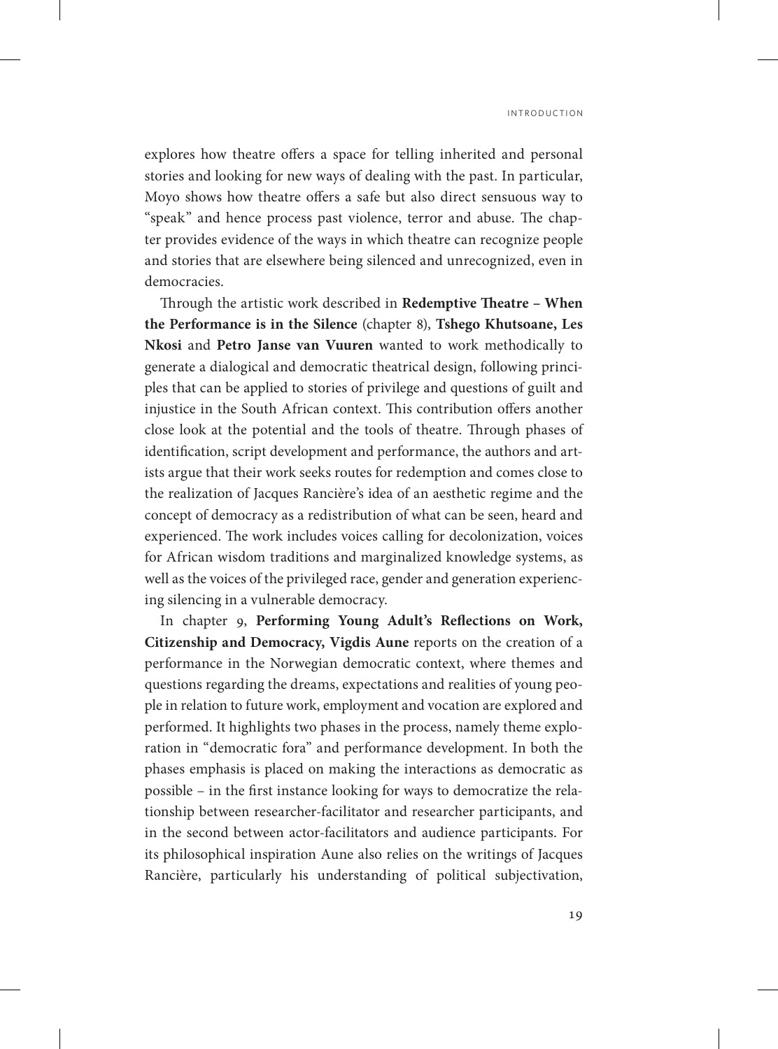explores how theatre offers a space for telling inherited and personal stories and looking for new ways of dealing with the past. In particular, Moyo shows how theatre offers a safe but also direct sensuous way to "speak" and hence process past violence, terror and abuse. The chapter provides evidence of the ways in which theatre can recognize people and stories that are elsewhere being silenced and unrecognized, even in democracies.

Through the artistic work described in **Redemptive Theatre – When the Performance is in the Silence** (chapter 8), **Tshego Khutsoane, Les Nkosi** and **Petro Janse van Vuuren** wanted to work methodically to generate a dialogical and democratic theatrical design, following principles that can be applied to stories of privilege and questions of guilt and injustice in the South African context. This contribution offers another close look at the potential and the tools of theatre. Through phases of identification, script development and performance, the authors and artists argue that their work seeks routes for redemption and comes close to the realization of Jacques Rancière's idea of an aesthetic regime and the concept of democracy as a redistribution of what can be seen, heard and experienced. The work includes voices calling for decolonization, voices for African wisdom traditions and marginalized knowledge systems, as well as the voices of the privileged race, gender and generation experiencing silencing in a vulnerable democracy.

In chapter 9, **Performing Young Adult's Reflections on Work, Citizenship and Democracy, Vigdis Aune** reports on the creation of a performance in the Norwegian democratic context, where themes and questions regarding the dreams, expectations and realities of young people in relation to future work, employment and vocation are explored and performed. It highlights two phases in the process, namely theme exploration in "democratic fora" and performance development. In both the phases emphasis is placed on making the interactions as democratic as possible – in the first instance looking for ways to democratize the relationship between researcher-facilitator and researcher participants, and in the second between actor-facilitators and audience participants. For its philosophical inspiration Aune also relies on the writings of Jacques Rancière, particularly his understanding of political subjectivation,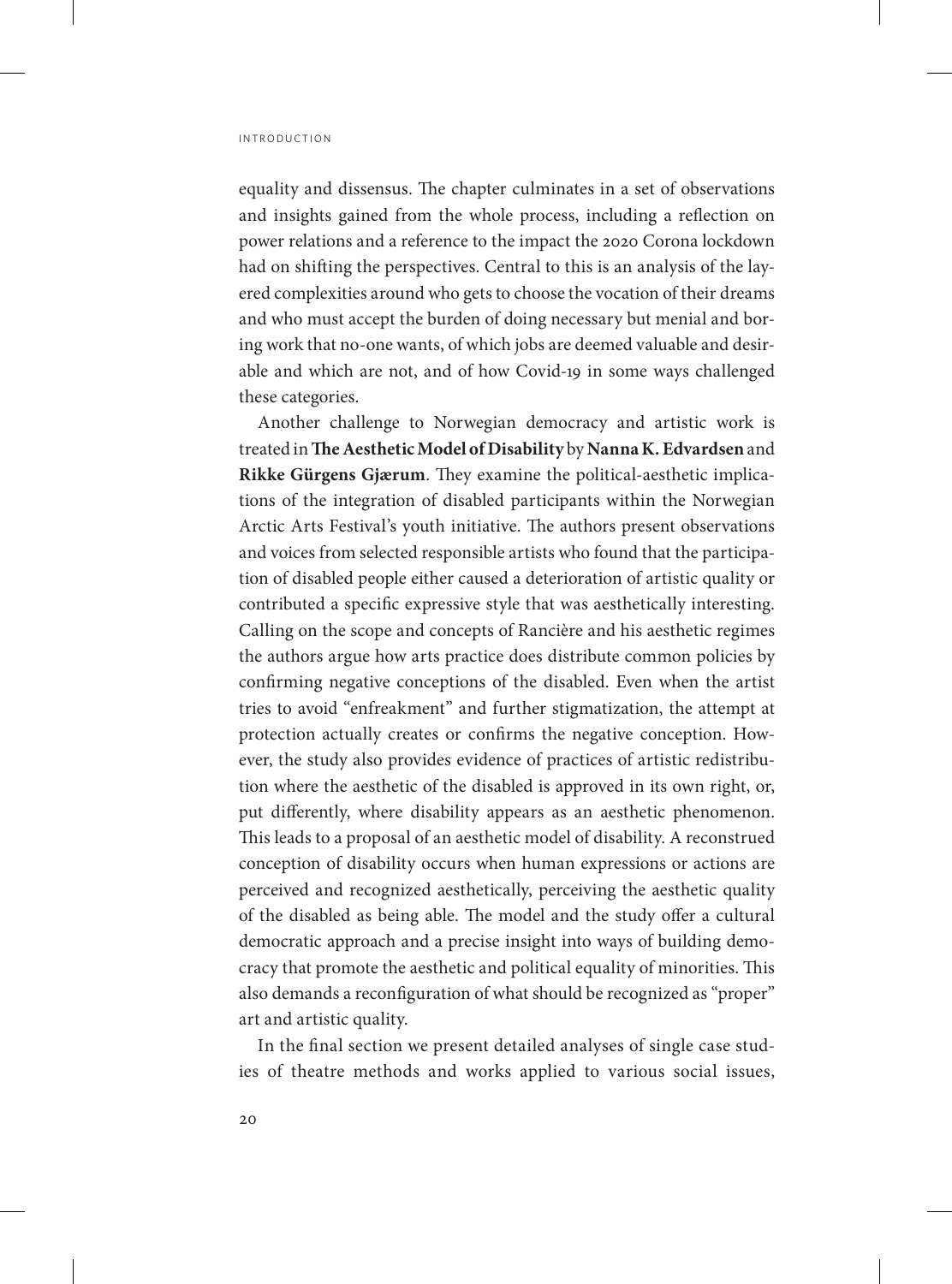equality and dissensus. The chapter culminates in a set of observations and insights gained from the whole process, including a reflection on power relations and a reference to the impact the 2020 Corona lockdown had on shifting the perspectives. Central to this is an analysis of the layered complexities around who gets to choose the vocation of their dreams and who must accept the burden of doing necessary but menial and boring work that no-one wants, of which jobs are deemed valuable and desirable and which are not, and of how Covid-19 in some ways challenged these categories.

Another challenge to Norwegian democracy and artistic work is treated in **The Aesthetic Model of Disability** by **Nanna K. Edvardsen** and **Rikke Gürgens Gjærum**. They examine the political-aesthetic implications of the integration of disabled participants within the Norwegian Arctic Arts Festival's youth initiative. The authors present observations and voices from selected responsible artists who found that the participation of disabled people either caused a deterioration of artistic quality or contributed a specific expressive style that was aesthetically interesting. Calling on the scope and concepts of Rancière and his aesthetic regimes the authors argue how arts practice does distribute common policies by confirming negative conceptions of the disabled. Even when the artist tries to avoid "enfreakment" and further stigmatization, the attempt at protection actually creates or confirms the negative conception. However, the study also provides evidence of practices of artistic redistribution where the aesthetic of the disabled is approved in its own right, or, put differently, where disability appears as an aesthetic phenomenon. This leads to a proposal of an aesthetic model of disability. A reconstrued conception of disability occurs when human expressions or actions are perceived and recognized aesthetically, perceiving the aesthetic quality of the disabled as being able. The model and the study offer a cultural democratic approach and a precise insight into ways of building democracy that promote the aesthetic and political equality of minorities. This also demands a reconfiguration of what should be recognized as "proper" art and artistic quality.

In the final section we present detailed analyses of single case studies of theatre methods and works applied to various social issues,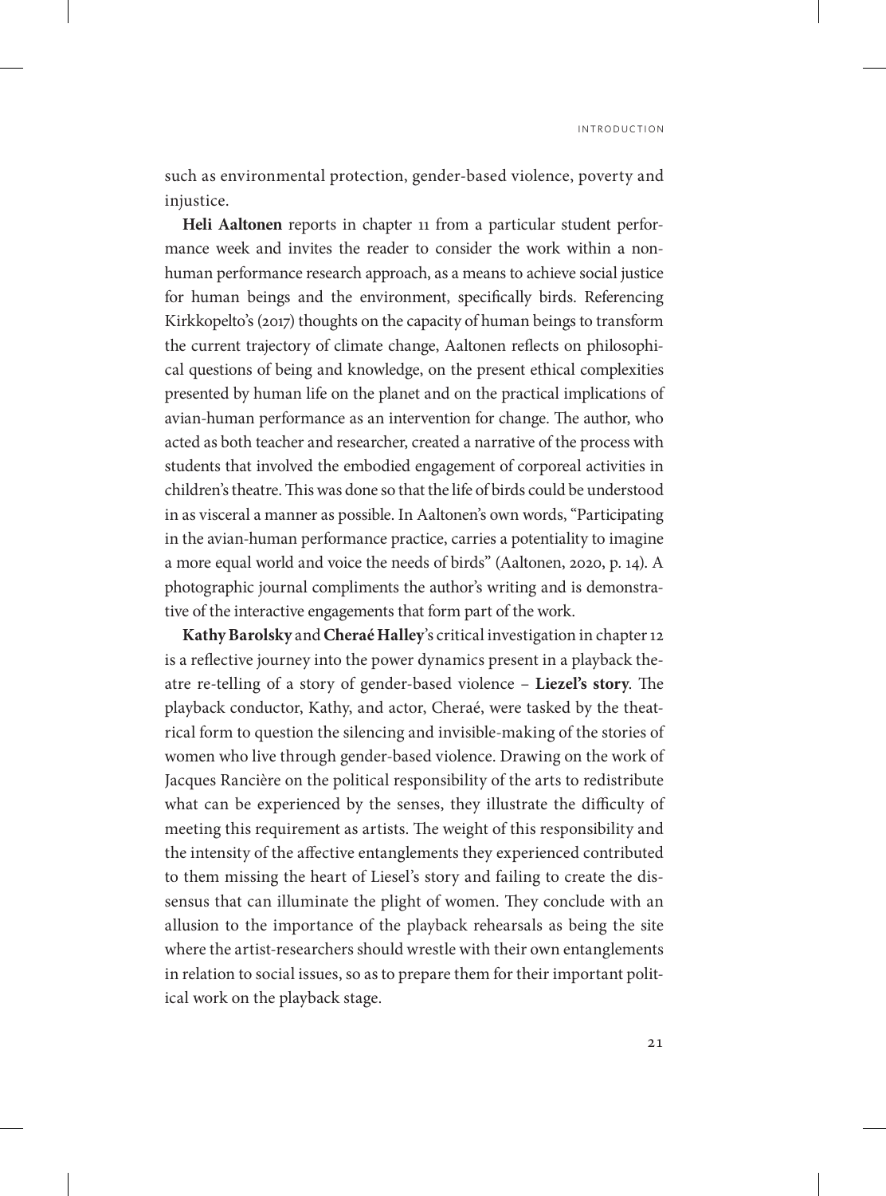such as environmental protection, gender-based violence, poverty and injustice.

**Heli Aaltonen** reports in chapter 11 from a particular student performance week and invites the reader to consider the work within a nonhuman performance research approach, as a means to achieve social justice for human beings and the environment, specifically birds. Referencing Kirkkopelto's (2017) thoughts on the capacity of human beings to transform the current trajectory of climate change, Aaltonen reflects on philosophical questions of being and knowledge, on the present ethical complexities presented by human life on the planet and on the practical implications of avian-human performance as an intervention for change. The author, who acted as both teacher and researcher, created a narrative of the process with students that involved the embodied engagement of corporeal activities in children's theatre. This was done so that the life of birds could be understood in as visceral a manner as possible. In Aaltonen's own words, "Participating in the avian-human performance practice, carries a potentiality to imagine a more equal world and voice the needs of birds" (Aaltonen, 2020, p. 14). A photographic journal compliments the author's writing and is demonstrative of the interactive engagements that form part of the work.

**Kathy Barolsky** and **Cheraé Halley**'s critical investigation in chapter 12 is a reflective journey into the power dynamics present in a playback theatre re-telling of a story of gender-based violence – **Liezel's story**. The playback conductor, Kathy, and actor, Cheraé, were tasked by the theatrical form to question the silencing and invisible-making of the stories of women who live through gender-based violence. Drawing on the work of Jacques Rancière on the political responsibility of the arts to redistribute what can be experienced by the senses, they illustrate the difficulty of meeting this requirement as artists. The weight of this responsibility and the intensity of the affective entanglements they experienced contributed to them missing the heart of Liesel's story and failing to create the dissensus that can illuminate the plight of women. They conclude with an allusion to the importance of the playback rehearsals as being the site where the artist-researchers should wrestle with their own entanglements in relation to social issues, so as to prepare them for their important political work on the playback stage.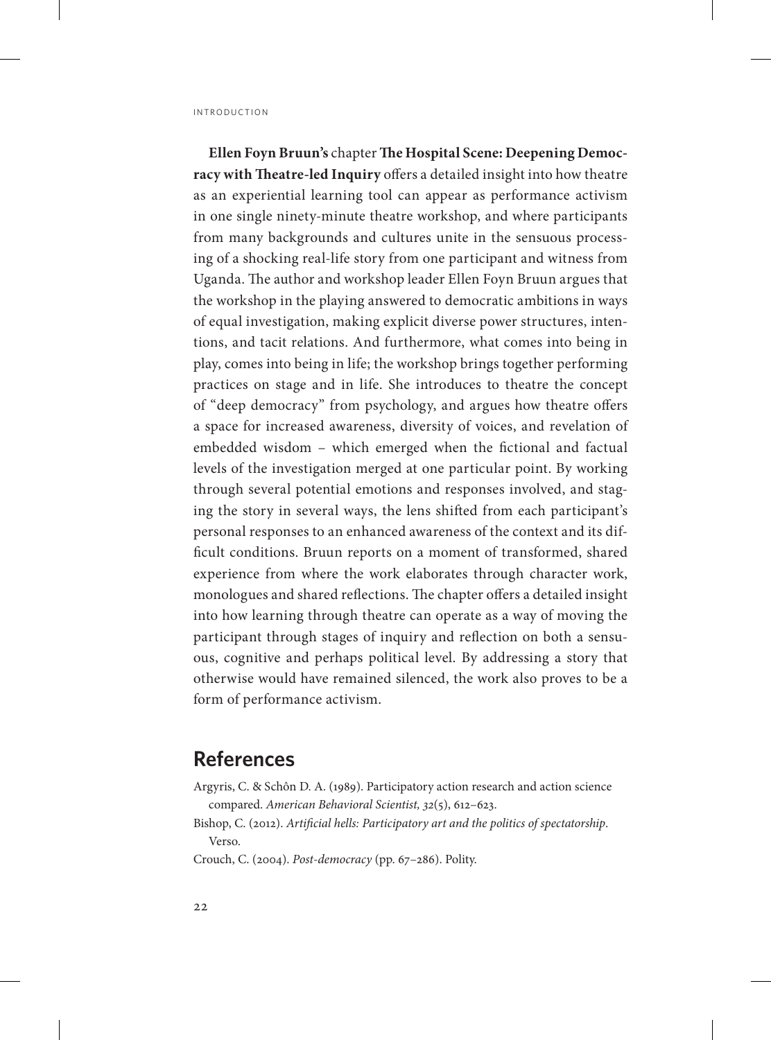**Ellen Foyn Bruun's** chapter **The Hospital Scene: Deepening Democracy with Theatre-led Inquiry** offers a detailed insight into how theatre as an experiential learning tool can appear as performance activism in one single ninety-minute theatre workshop, and where participants from many backgrounds and cultures unite in the sensuous processing of a shocking real-life story from one participant and witness from Uganda. The author and workshop leader Ellen Foyn Bruun argues that the workshop in the playing answered to democratic ambitions in ways of equal investigation, making explicit diverse power structures, intentions, and tacit relations. And furthermore, what comes into being in play, comes into being in life; the workshop brings together performing practices on stage and in life. She introduces to theatre the concept of "deep democracy" from psychology, and argues how theatre offers a space for increased awareness, diversity of voices, and revelation of embedded wisdom – which emerged when the fictional and factual levels of the investigation merged at one particular point. By working through several potential emotions and responses involved, and staging the story in several ways, the lens shifted from each participant's personal responses to an enhanced awareness of the context and its difficult conditions. Bruun reports on a moment of transformed, shared experience from where the work elaborates through character work, monologues and shared reflections. The chapter offers a detailed insight into how learning through theatre can operate as a way of moving the participant through stages of inquiry and reflection on both a sensuous, cognitive and perhaps political level. By addressing a story that otherwise would have remained silenced, the work also proves to be a form of performance activism.

## References

Argyris, C. & Schôn D. A. (1989). Participatory action research and action science compared. *American Behavioral Scientist, 32*(5), 612–623.

Bishop, C. (2012). *Artificial hells: Participatory art and the politics of spectatorship*. Verso.

Crouch, C. (2004). *Post-democracy* (pp. 67–286). Polity.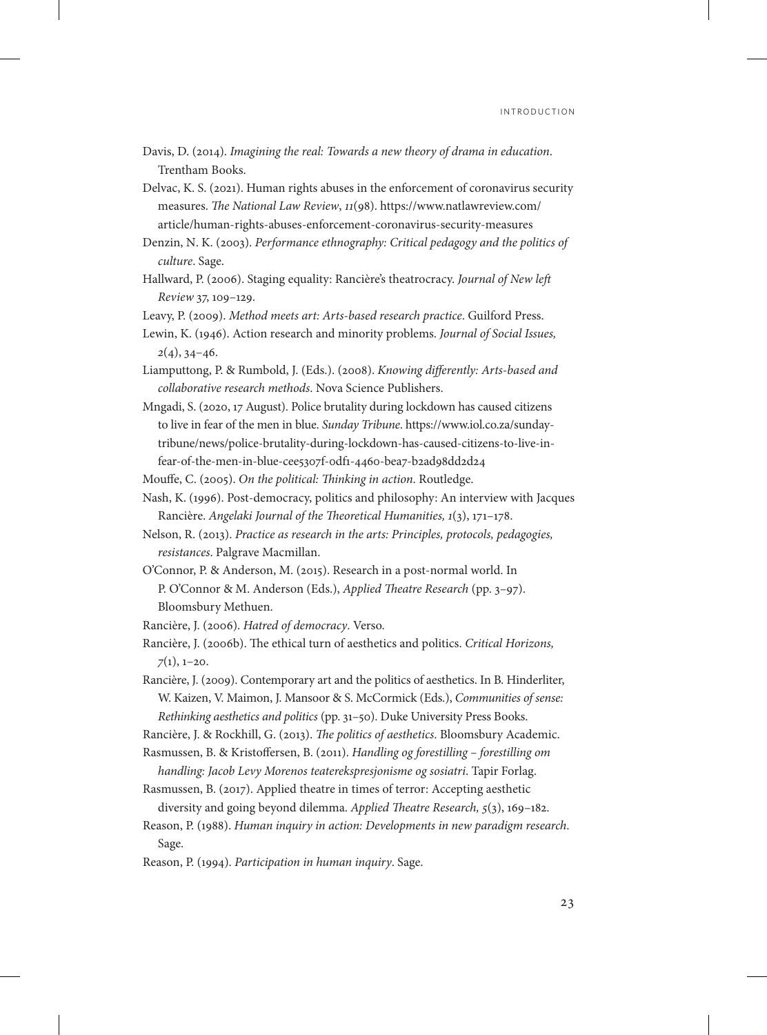Davis, D. (2014). *Imagining the real: Towards a new theory of drama in education*. Trentham Books.

Delvac, K. S. (2021). Human rights abuses in the enforcement of coronavirus security measures. *The National Law Review*, *11*(98). https://www.natlawreview.com/article/human-rights-abuses-enforcement-coronavirus-security-measures

Denzin, N. K. (2003). *Performance ethnography: Critical pedagogy and the politics of culture*. Sage.

Hallward, P. (2006). Staging equality: Rancière's theatrocracy. *Journal of New left Review* 37, 109–129.

Leavy, P. (2009). *Method meets art: Arts-based research practice*. Guilford Press.

Lewin, K. (1946). Action research and minority problems. *Journal of Social Issues, 2*(4), 34–46.

Liamputtong, P. & Rumbold, J. (Eds.). (2008). *Knowing differently: Arts-based and collaborative research methods*. Nova Science Publishers.

Mngadi, S. (2020, 17 August). Police brutality during lockdown has caused citizens to live in fear of the men in blue. *Sunday Tribune*. https://www.iol.co.za/sunday-tribune/news/police-brutality-during-lockdown-has-caused-citizens-to-live-in-fear-of-the-men-in-blue-cee5307f-0df1-4460-bea7-b2ad98dd2d24

Mouffe, C. (2005). *On the political: Thinking in action*. Routledge.

Nash, K. (1996). Post-democracy, politics and philosophy: An interview with Jacques Rancière. *Angelaki Journal of the Theoretical Humanities, 1*(3), 171–178.

Nelson, R. (2013). *Practice as research in the arts: Principles, protocols, pedagogies, resistances*. Palgrave Macmillan.

O'Connor, P. & Anderson, M. (2015). Research in a post-normal world. In P. O'Connor & M. Anderson (Eds.), *Applied Theatre Research* (pp. 3–97). Bloomsbury Methuen.

Rancière, J. (2006). *Hatred of democracy*. Verso.

Rancière, J. (2006b). The ethical turn of aesthetics and politics. *Critical Horizons, 7*(1), 1–20.

Rancière, J. (2009). Contemporary art and the politics of aesthetics. In B. Hinderliter, W. Kaizen, V. Maimon, J. Mansoor & S. McCormick (Eds.), *Communities of sense: Rethinking aesthetics and politics* (pp. 31–50). Duke University Press Books.

Rancière, J. & Rockhill, G. (2013). *The politics of aesthetics*. Bloomsbury Academic.

Rasmussen, B. & Kristoffersen, B. (2011). *Handling og forestilling – forestilling om handling: Jacob Levy Morenos teaterekspresjonisme og sosiatri*. Tapir Forlag.

Rasmussen, B. (2017). Applied theatre in times of terror: Accepting aesthetic diversity and going beyond dilemma. *Applied Theatre Research, 5*(3), 169–182.

Reason, P. (1988). *Human inquiry in action: Developments in new paradigm research*. Sage.

Reason, P. (1994). *Participation in human inquiry*. Sage.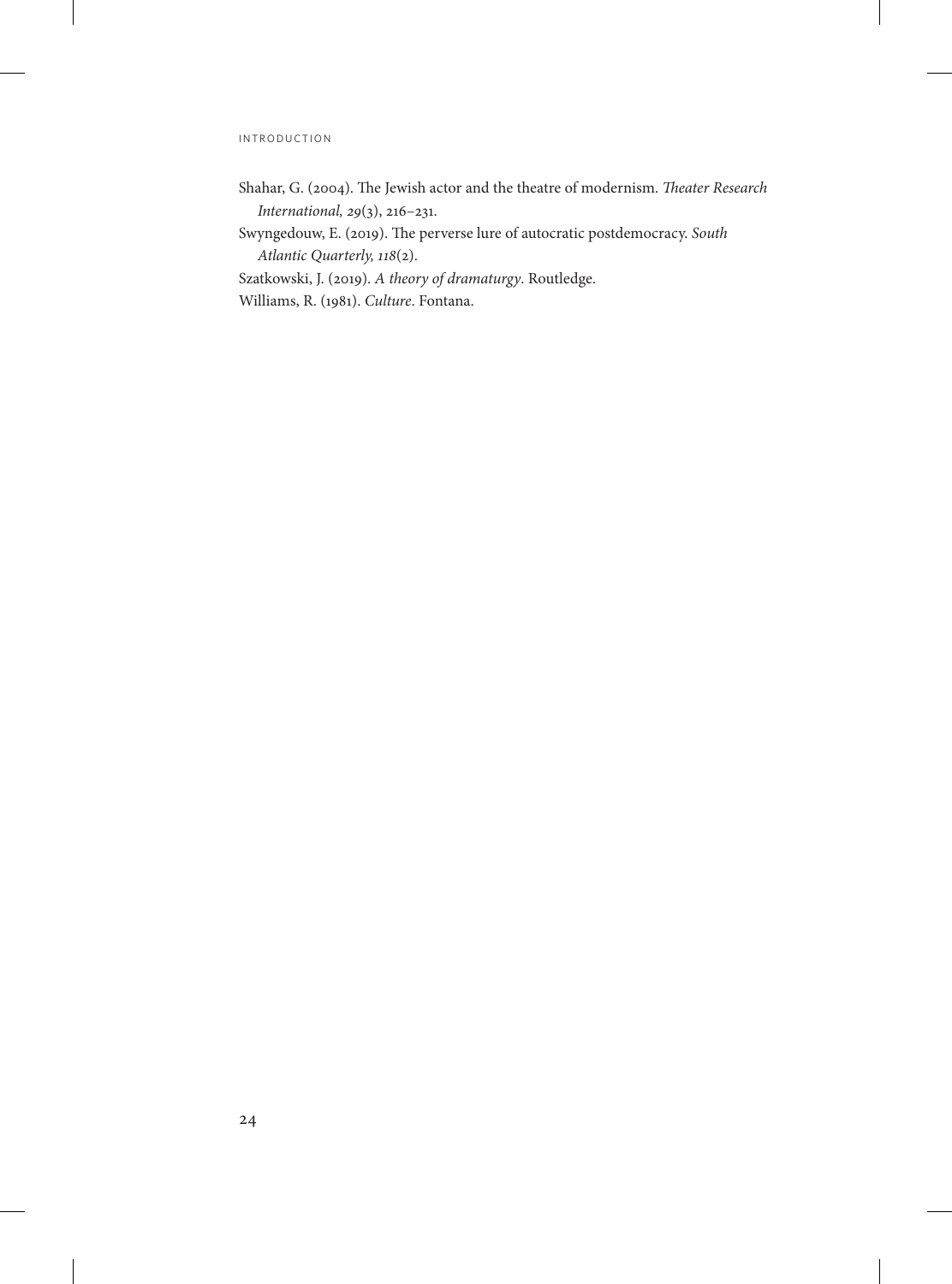Shahar, G. (2004). The Jewish actor and the theatre of modernism. *Theater Research International, 29*(3), 216–231.

Swyngedouw, E. (2019). The perverse lure of autocratic postdemocracy. *South Atlantic Quarterly, 118*(2).

Szatkowski, J. (2019). *A theory of dramaturgy*. Routledge.

Williams, R. (1981). *Culture*. Fontana.